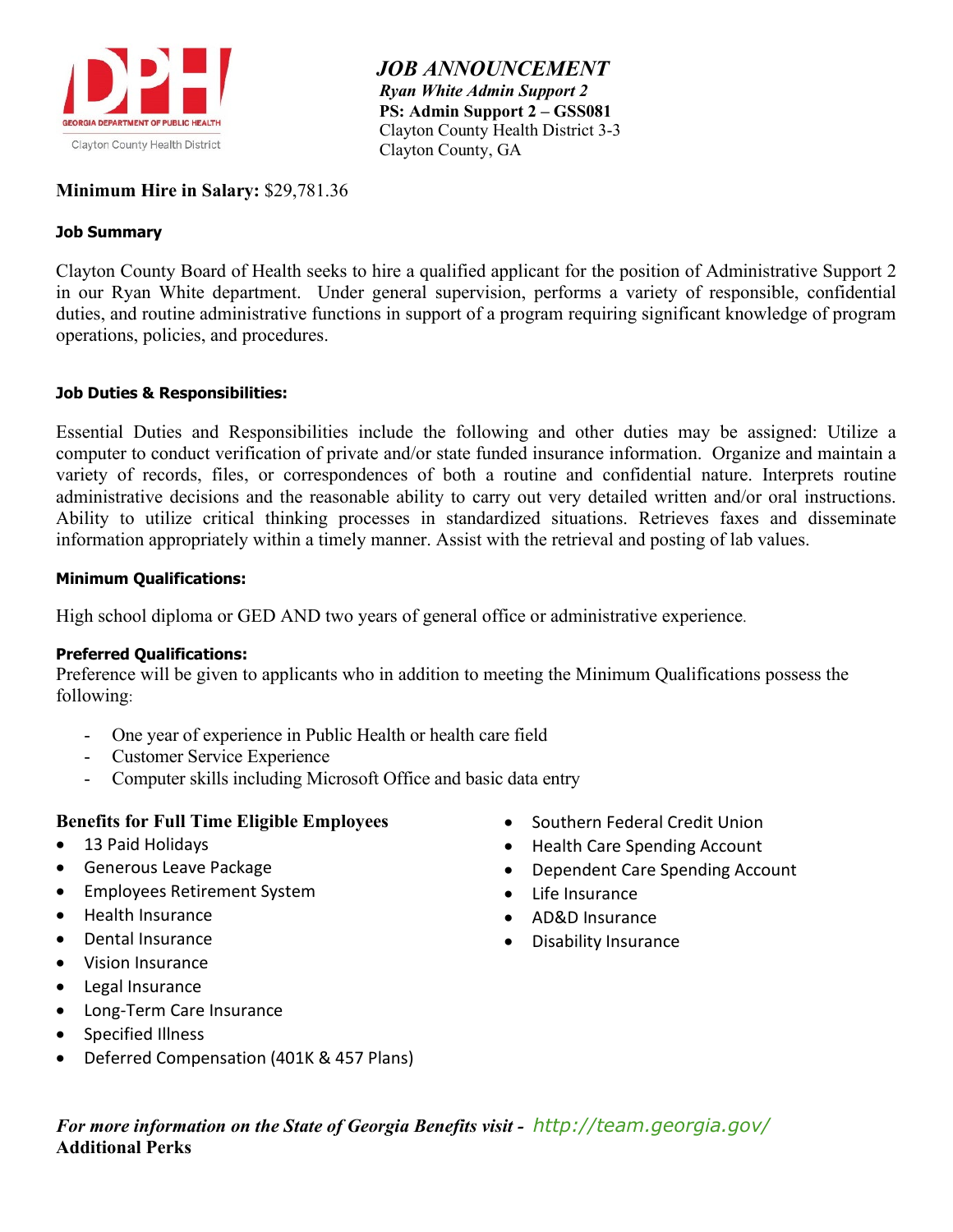DPH

GEORGIA DEPARTMENT OF PUBLIC HEALTH

Clayton County Health District

# *JOB ANNOUNCEMENT*

***Ryan White Admin Support 2***

**PS: Admin Support 2 – GSS081**

Clayton County Health District 3-3

Clayton County, GA

**Minimum Hire in Salary:** $29,781.36

**Job Summary**

Clayton County Board of Health seeks to hire a qualified applicant for the position of Administrative Support 2 in our Ryan White department. Under general supervision, performs a variety of responsible, confidential duties, and routine administrative functions in support of a program requiring significant knowledge of program operations, policies, and procedures.

**Job Duties & Responsibilities:**

Essential Duties and Responsibilities include the following and other duties may be assigned: Utilize a computer to conduct verification of private and/or state funded insurance information. Organize and maintain a variety of records, files, or correspondences of both a routine and confidential nature. Interprets routine administrative decisions and the reasonable ability to carry out very detailed written and/or oral instructions. Ability to utilize critical thinking processes in standardized situations. Retrieves faxes and disseminate information appropriately within a timely manner. Assist with the retrieval and posting of lab values.

**Minimum Qualifications:**

High school diploma or GED AND two years of general office or administrative experience.

**Preferred Qualifications:**

Preference will be given to applicants who in addition to meeting the Minimum Qualifications possess the following:

- One year of experience in Public Health or health care field
- Customer Service Experience
- Computer skills including Microsoft Office and basic data entry

**Benefits for Full Time Eligible Employees**

- 13 Paid Holidays
- Generous Leave Package
- Employees Retirement System
- Health Insurance
- Dental Insurance
- Vision Insurance
- Legal Insurance
- Long-Term Care Insurance
- Specified Illness
- Deferred Compensation (401K & 457 Plans)
- Southern Federal Credit Union
- Health Care Spending Account
- Dependent Care Spending Account
- Life Insurance
- AD&D Insurance
- Disability Insurance

***For more information on the State of Georgia Benefits visit -*** http://team.georgia.gov/

**Additional Perks**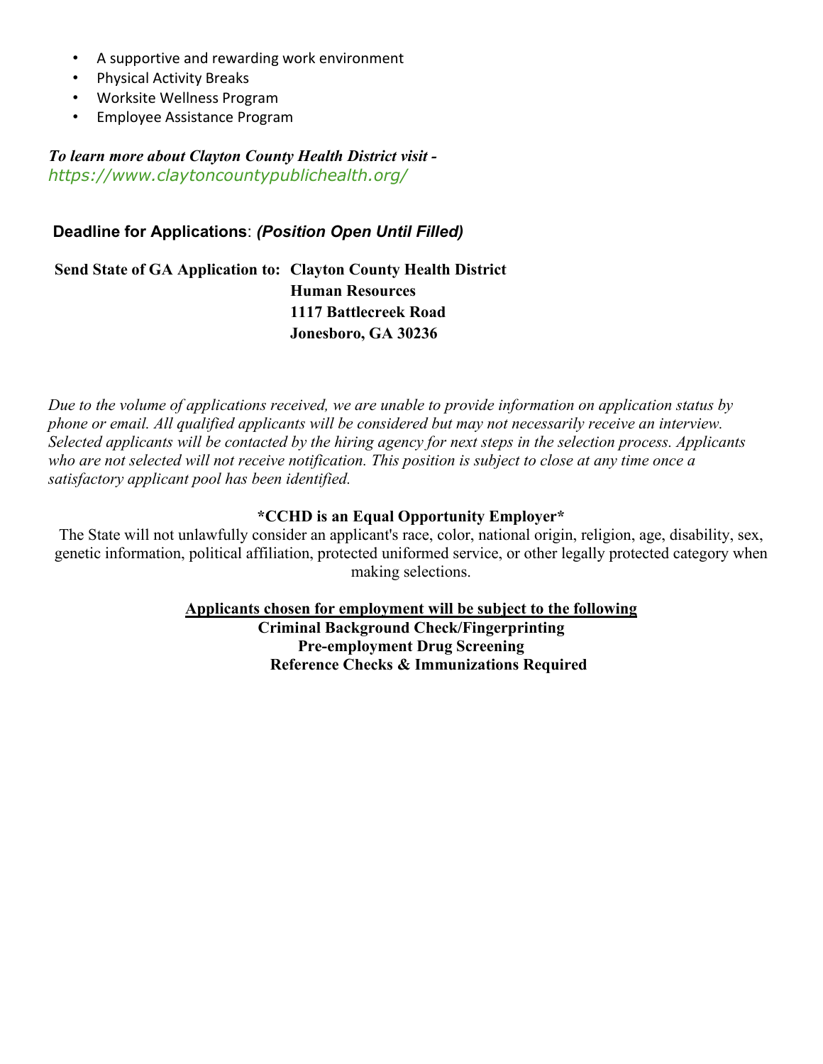- A supportive and rewarding work environment
- Physical Activity Breaks
- Worksite Wellness Program
- Employee Assistance Program

***To learn more about Clayton County Health District visit -***
*https://www.claytoncountypublichealth.org/*

**Deadline for Applications**: ***(Position Open Until Filled)***

**Send State of GA Application to: Clayton County Health District**
**Human Resources**
**1117 Battlecreek Road**
**Jonesboro, GA 30236**

*Due to the volume of applications received, we are unable to provide information on application status by phone or email. All qualified applicants will be considered but may not necessarily receive an interview. Selected applicants will be contacted by the hiring agency for next steps in the selection process. Applicants who are not selected will not receive notification. This position is subject to close at any time once a satisfactory applicant pool has been identified.*

**\*CCHD is an Equal Opportunity Employer\***

The State will not unlawfully consider an applicant's race, color, national origin, religion, age, disability, sex, genetic information, political affiliation, protected uniformed service, or other legally protected category when making selections.

**Applicants chosen for employment will be subject to the following**
**Criminal Background Check/Fingerprinting**
**Pre-employment Drug Screening**
**Reference Checks & Immunizations Required**